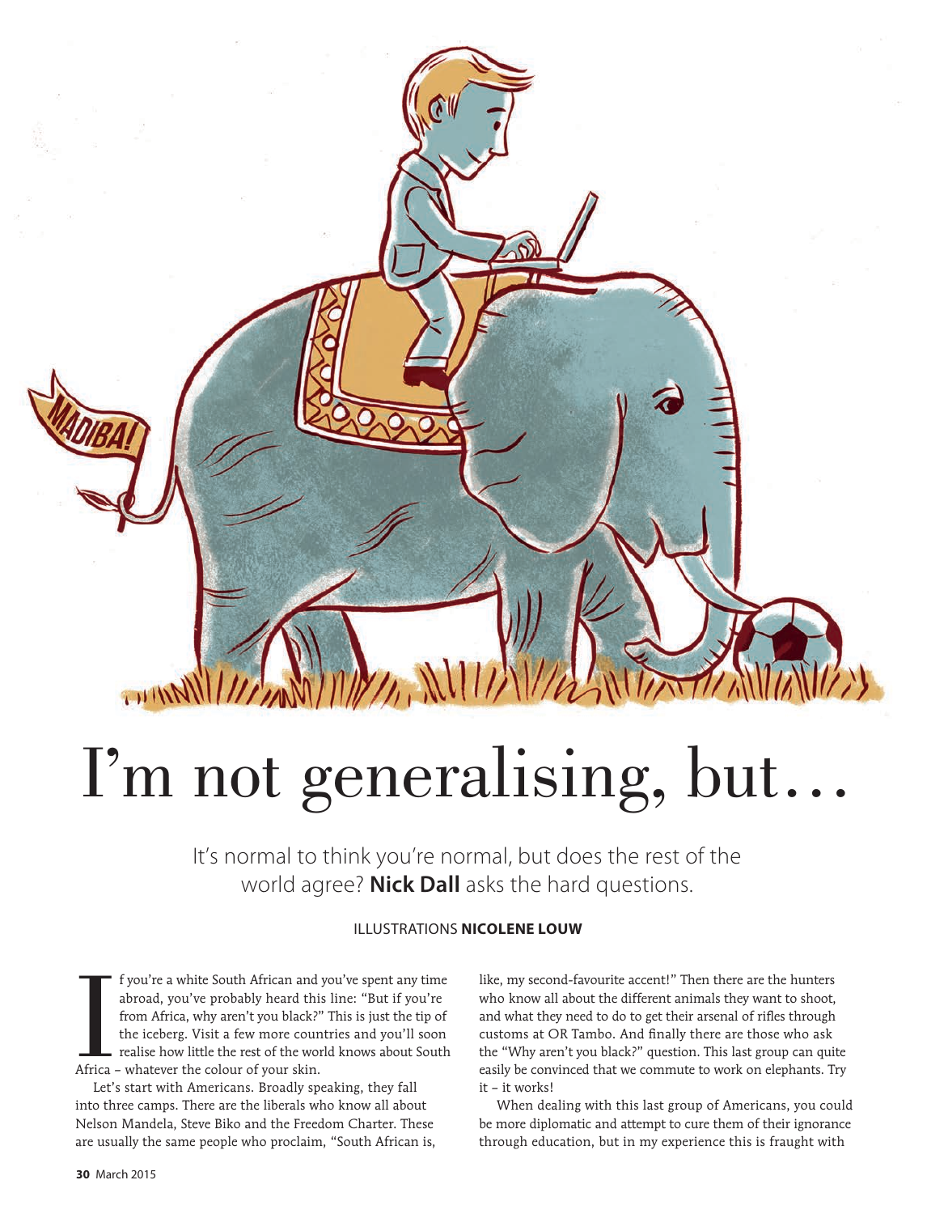# I'm not generalising, but…

It's normal to think you're normal, but does the rest of the world agree? **Nick Dall** asks the hard questions.

ILLUSTRATIONS **NICOLENE LOUW**

If you're a white South African and you've spent any time abroad, you've probably heard this line: "But if you're from Africa, why aren't you black?" This is just the tip of the iceberg. Visit a few more countries and you'll soon realise how little the rest of the world knows about South Africa – whatever the colour of your skin.

Let's start with Americans. Broadly speaking, they fall into three camps. There are the liberals who know all about Nelson Mandela, Steve Biko and the Freedom Charter. These are usually the same people who proclaim, "South African is, like, my second-favourite accent!" Then there are the hunters who know all about the different animals they want to shoot, and what they need to do to get their arsenal of rifles through customs at OR Tambo. And finally there are those who ask the "Why aren't you black?" question. This last group can quite easily be convinced that we commute to work on elephants. Try it – it works!

When dealing with this last group of Americans, you could be more diplomatic and attempt to cure them of their ignorance through education, but in my experience this is fraught with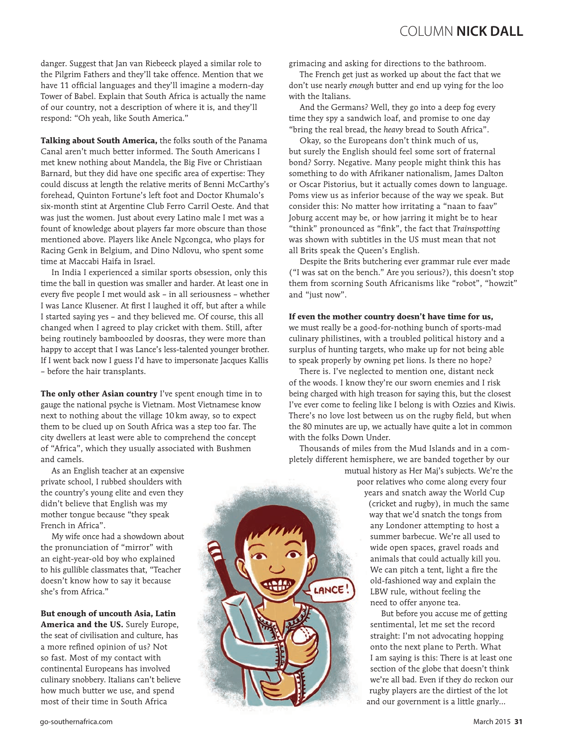danger. Suggest that Jan van Riebeeck played a similar role to the Pilgrim Fathers and they'll take offence. Mention that we have 11 official languages and they'll imagine a modern-day Tower of Babel. Explain that South Africa is actually the name of our country, not a description of where it is, and they'll respond: "Oh yeah, like South America."

**Talking about South America,** the folks south of the Panama Canal aren't much better informed. The South Americans I met knew nothing about Mandela, the Big Five or Christiaan Barnard, but they did have one specific area of expertise: They could discuss at length the relative merits of Benni McCarthy's forehead, Quinton Fortune's left foot and Doctor Khumalo's six-month stint at Argentine Club Ferro Carril Oeste. And that was just the women. Just about every Latino male I met was a fount of knowledge about players far more obscure than those mentioned above. Players like Anele Ngcongca, who plays for Racing Genk in Belgium, and Dino Ndlovu, who spent some time at Maccabi Haifa in Israel.

In India I experienced a similar sports obsession, only this time the ball in question was smaller and harder. At least one in every five people I met would ask – in all seriousness – whether I was Lance Klusener. At first I laughed it off, but after a while I started saying yes – and they believed me. Of course, this all changed when I agreed to play cricket with them. Still, after being routinely bamboozled by doosras, they were more than happy to accept that I was Lance's less-talented younger brother. If I went back now I guess I'd have to impersonate Jacques Kallis – before the hair transplants.

**The only other Asian country** I've spent enough time in to gauge the national psyche is Vietnam. Most Vietnamese know next to nothing about the village 10 km away, so to expect them to be clued up on South Africa was a step too far. The city dwellers at least were able to comprehend the concept of "Africa", which they usually associated with Bushmen and camels.

As an English teacher at an expensive private school, I rubbed shoulders with the country's young elite and even they didn't believe that English was my mother tongue because "they speak French in Africa".

My wife once had a showdown about the pronunciation of "mirror" with an eight-year-old boy who explained to his gullible classmates that, "Teacher doesn't know how to say it because she's from Africa."

**But enough of uncouth Asia, Latin America and the US.** Surely Europe, the seat of civilisation and culture, has a more refined opinion of us? Not so fast. Most of my contact with continental Europeans has involved culinary snobbery. Italians can't believe how much butter we use, and spend most of their time in South Africa grimacing and asking for directions to the bathroom.

The French get just as worked up about the fact that we don't use nearly *enough* butter and end up vying for the loo with the Italians.

And the Germans? Well, they go into a deep fog every time they spy a sandwich loaf, and promise to one day "bring the real bread, the *heavy* bread to South Africa".

Okay, so the Europeans don't think much of us, but surely the English should feel some sort of fraternal bond? Sorry. Negative. Many people might think this has something to do with Afrikaner nationalism, James Dalton or Oscar Pistorius, but it actually comes down to language. Poms view us as inferior because of the way we speak. But consider this: No matter how irritating a "naan to faav" Joburg accent may be, or how jarring it might be to hear "think" pronounced as "fink", the fact that *Trainspotting* was shown with subtitles in the US must mean that not all Brits speak the Queen's English.

Despite the Brits butchering ever grammar rule ever made ("I was sat on the bench." Are you serious?), this doesn't stop them from scorning South Africanisms like "robot", "howzit" and "just now".

**If even the mother country doesn't have time for us,** we must really be a good-for-nothing bunch of sports-mad culinary philistines, with a troubled political history and a surplus of hunting targets, who make up for not being able to speak properly by owning pet lions. Is there no hope?

There is. I've neglected to mention one, distant neck of the woods. I know they're our sworn enemies and I risk being charged with high treason for saying this, but the closest I've ever come to feeling like I belong is with Ozzies and Kiwis. There's no love lost between us on the rugby field, but when the 80 minutes are up, we actually have quite a lot in common with the folks Down Under.

Thousands of miles from the Mud Islands and in a completely different hemisphere, we are banded together by our mutual history as Her Maj's subjects. We're the poor relatives who come along every four years and snatch away the World Cup (cricket and rugby), in much the same way that we'd snatch the tongs from any Londoner attempting to host a summer barbecue. We're all used to wide open spaces, gravel roads and animals that could actually kill you. We can pitch a tent, light a fire the old-fashioned way and explain the LBW rule, without feeling the need to offer anyone tea.

But before you accuse me of getting sentimental, let me set the record straight: I'm not advocating hopping onto the next plane to Perth. What I am saying is this: There is at least one section of the globe that doesn't think we're all bad. Even if they do reckon our rugby players are the dirtiest of the lot and our government is a little gnarly...